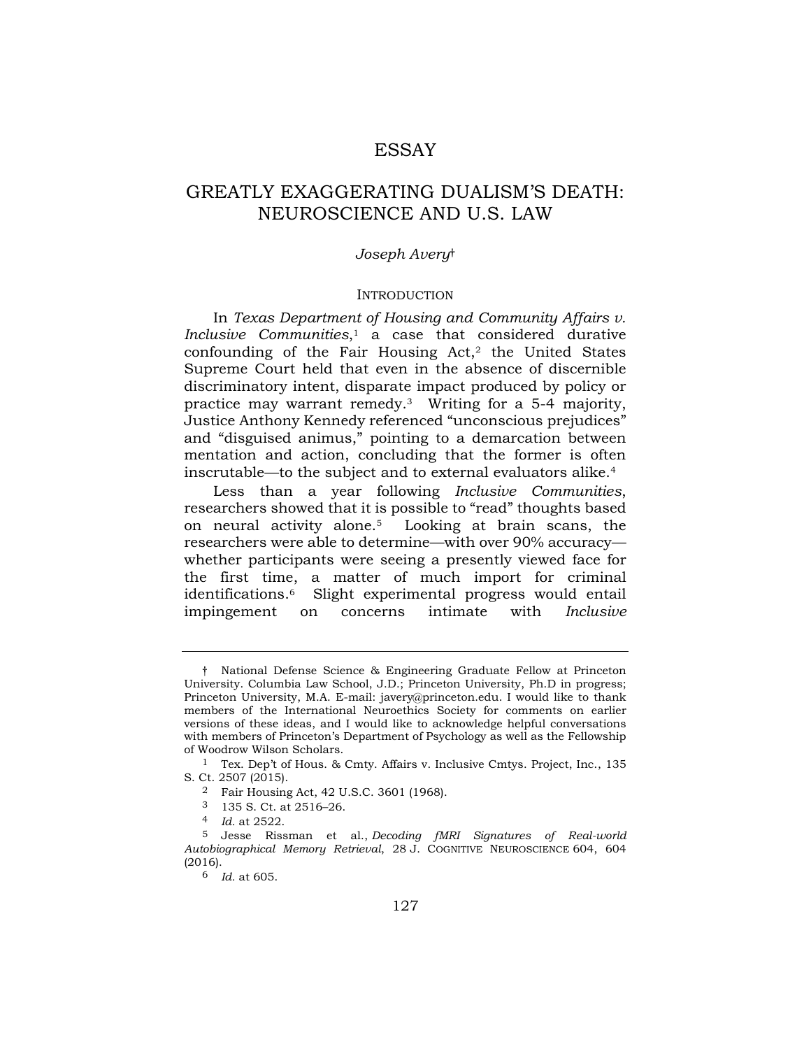# ESSAY

# GREATLY EXAGGERATING DUALISM'S DEATH: NEUROSCIENCE AND U.S. LAW

*Joseph Avery*†

## INTRODUCTION

In *Texas Department of Housing and Community Affairs v. Inclusive Communities*,[1] a case that considered durative confounding of the Fair Housing Act,[2] the United States Supreme Court held that even in the absence of discernible discriminatory intent, disparate impact produced by policy or practice may warrant remedy.[3] Writing for a 5-4 majority, Justice Anthony Kennedy referenced "unconscious prejudices" and "disguised animus," pointing to a demarcation between mentation and action, concluding that the former is often inscrutable—to the subject and to external evaluators alike.[4]

Less than a year following *Inclusive Communities*, researchers showed that it is possible to "read" thoughts based on neural activity alone.[5] Looking at brain scans, the researchers were able to determine—with over 90% accuracy—whether participants were seeing a presently viewed face for the first time, a matter of much import for criminal identifications.[6] Slight experimental progress would entail impingement on concerns intimate with *Inclusive*

---

† National Defense Science & Engineering Graduate Fellow at Princeton University. Columbia Law School, J.D.; Princeton University, Ph.D in progress; Princeton University, M.A. E-mail: javery@princeton.edu. I would like to thank members of the International Neuroethics Society for comments on earlier versions of these ideas, and I would like to acknowledge helpful conversations with members of Princeton's Department of Psychology as well as the Fellowship of Woodrow Wilson Scholars.

1 Tex. Dep't of Hous. & Cmty. Affairs v. Inclusive Cmtys. Project, Inc., 135 S. Ct. 2507 (2015).

2 Fair Housing Act, 42 U.S.C. 3601 (1968).

3 135 S. Ct. at 2516–26.

4 *Id.* at 2522.

5 Jesse Rissman et al., *Decoding fMRI Signatures of Real-world Autobiographical Memory Retrieval*, 28 J. COGNITIVE NEUROSCIENCE 604, 604 (2016).

6 *Id.* at 605.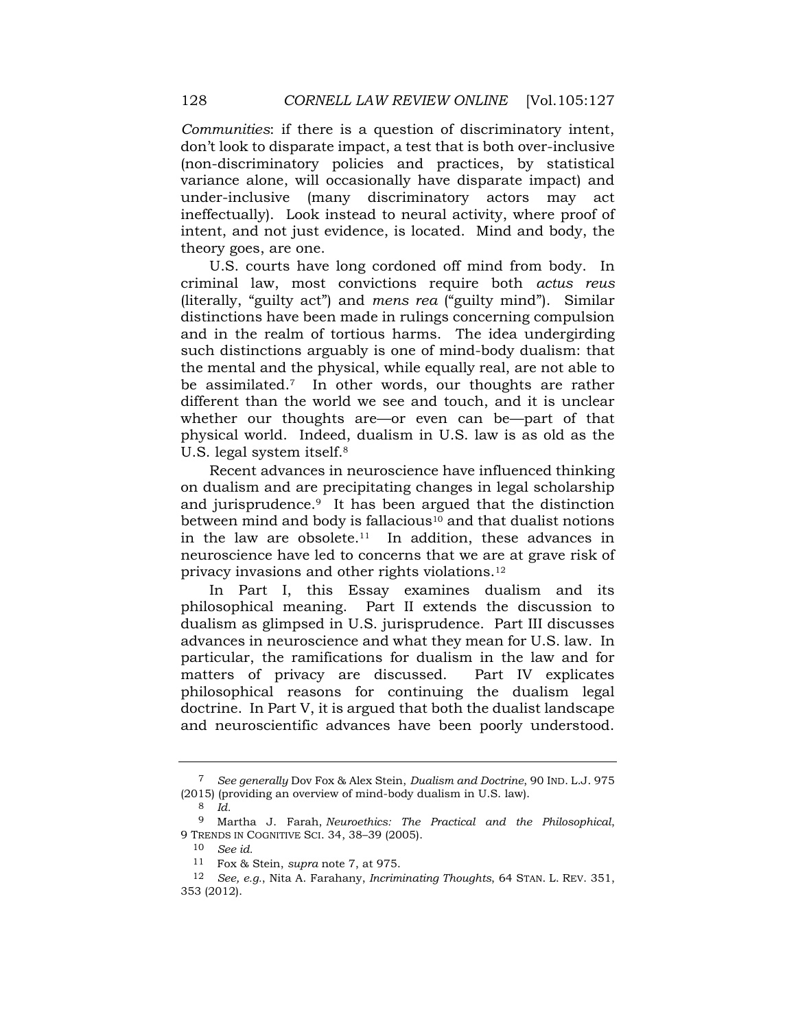*Communities*: if there is a question of discriminatory intent, don't look to disparate impact, a test that is both over-inclusive (non-discriminatory policies and practices, by statistical variance alone, will occasionally have disparate impact) and under-inclusive (many discriminatory actors may act ineffectually). Look instead to neural activity, where proof of intent, and not just evidence, is located. Mind and body, the theory goes, are one.

U.S. courts have long cordoned off mind from body. In criminal law, most convictions require both *actus reus* (literally, "guilty act") and *mens rea* ("guilty mind"). Similar distinctions have been made in rulings concerning compulsion and in the realm of tortious harms. The idea undergirding such distinctions arguably is one of mind-body dualism: that the mental and the physical, while equally real, are not able to be assimilated.[7] In other words, our thoughts are rather different than the world we see and touch, and it is unclear whether our thoughts are—or even can be—part of that physical world. Indeed, dualism in U.S. law is as old as the U.S. legal system itself.[8]

Recent advances in neuroscience have influenced thinking on dualism and are precipitating changes in legal scholarship and jurisprudence.[9] It has been argued that the distinction between mind and body is fallacious[10] and that dualist notions in the law are obsolete.[11] In addition, these advances in neuroscience have led to concerns that we are at grave risk of privacy invasions and other rights violations.[12]

In Part I, this Essay examines dualism and its philosophical meaning. Part II extends the discussion to dualism as glimpsed in U.S. jurisprudence. Part III discusses advances in neuroscience and what they mean for U.S. law. In particular, the ramifications for dualism in the law and for matters of privacy are discussed. Part IV explicates philosophical reasons for continuing the dualism legal doctrine. In Part V, it is argued that both the dualist landscape and neuroscientific advances have been poorly understood.

---

7 *See generally* Dov Fox & Alex Stein, *Dualism and Doctrine*, 90 IND. L.J. 975 (2015) (providing an overview of mind-body dualism in U.S. law).

8 *Id.*

9 Martha J. Farah, *Neuroethics: The Practical and the Philosophical*, 9 TRENDS IN COGNITIVE SCI. 34, 38–39 (2005).

10 *See id.*

11 Fox & Stein, *supra* note 7, at 975.

12 *See, e.g.*, Nita A. Farahany, *Incriminating Thoughts*, 64 STAN. L. REV. 351, 353 (2012).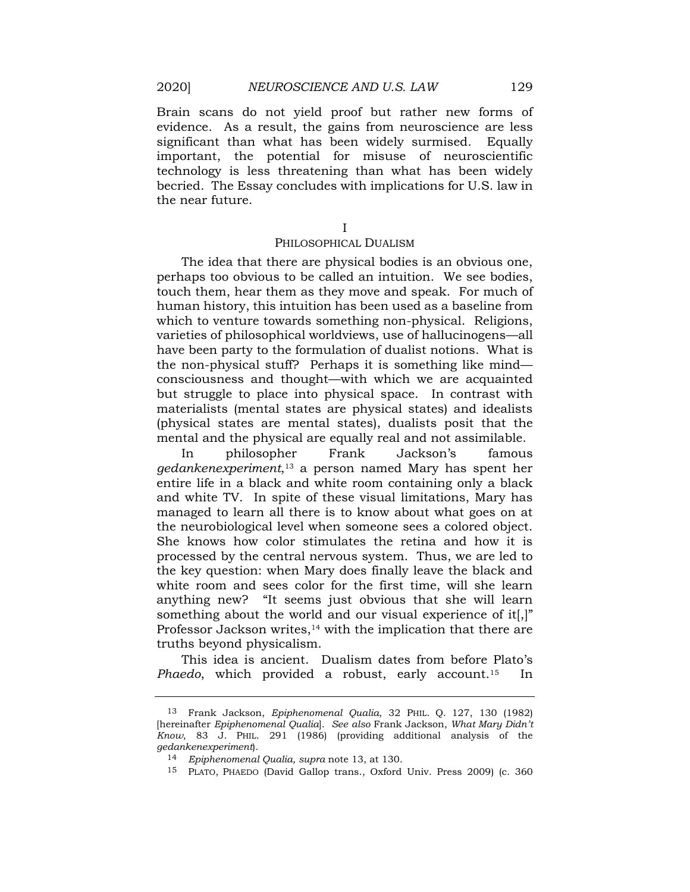Brain scans do not yield proof but rather new forms of evidence. As a result, the gains from neuroscience are less significant than what has been widely surmised. Equally important, the potential for misuse of neuroscientific technology is less threatening than what has been widely becried. The Essay concludes with implications for U.S. law in the near future.

## I
## PHILOSOPHICAL DUALISM

The idea that there are physical bodies is an obvious one, perhaps too obvious to be called an intuition. We see bodies, touch them, hear them as they move and speak. For much of human history, this intuition has been used as a baseline from which to venture towards something non-physical. Religions, varieties of philosophical worldviews, use of hallucinogens—all have been party to the formulation of dualist notions. What is the non-physical stuff? Perhaps it is something like mind—consciousness and thought—with which we are acquainted but struggle to place into physical space. In contrast with materialists (mental states are physical states) and idealists (physical states are mental states), dualists posit that the mental and the physical are equally real and not assimilable.

In philosopher Frank Jackson's famous *gedankenexperiment*,[13] a person named Mary has spent her entire life in a black and white room containing only a black and white TV. In spite of these visual limitations, Mary has managed to learn all there is to know about what goes on at the neurobiological level when someone sees a colored object. She knows how color stimulates the retina and how it is processed by the central nervous system. Thus, we are led to the key question: when Mary does finally leave the black and white room and sees color for the first time, will she learn anything new? "It seems just obvious that she will learn something about the world and our visual experience of it[,]" Professor Jackson writes,[14] with the implication that there are truths beyond physicalism.

This idea is ancient. Dualism dates from before Plato's *Phaedo*, which provided a robust, early account.[15] In

---

[13] Frank Jackson, *Epiphenomenal Qualia*, 32 PHIL. Q. 127, 130 (1982) [hereinafter *Epiphenomenal Qualia*]. *See also* Frank Jackson, *What Mary Didn't Know*, 83 J. PHIL. 291 (1986) (providing additional analysis of the *gedankenexperiment*).

[14] *Epiphenomenal Qualia, supra* note 13, at 130.

[15] PLATO, PHAEDO (David Gallop trans., Oxford Univ. Press 2009) (c. 360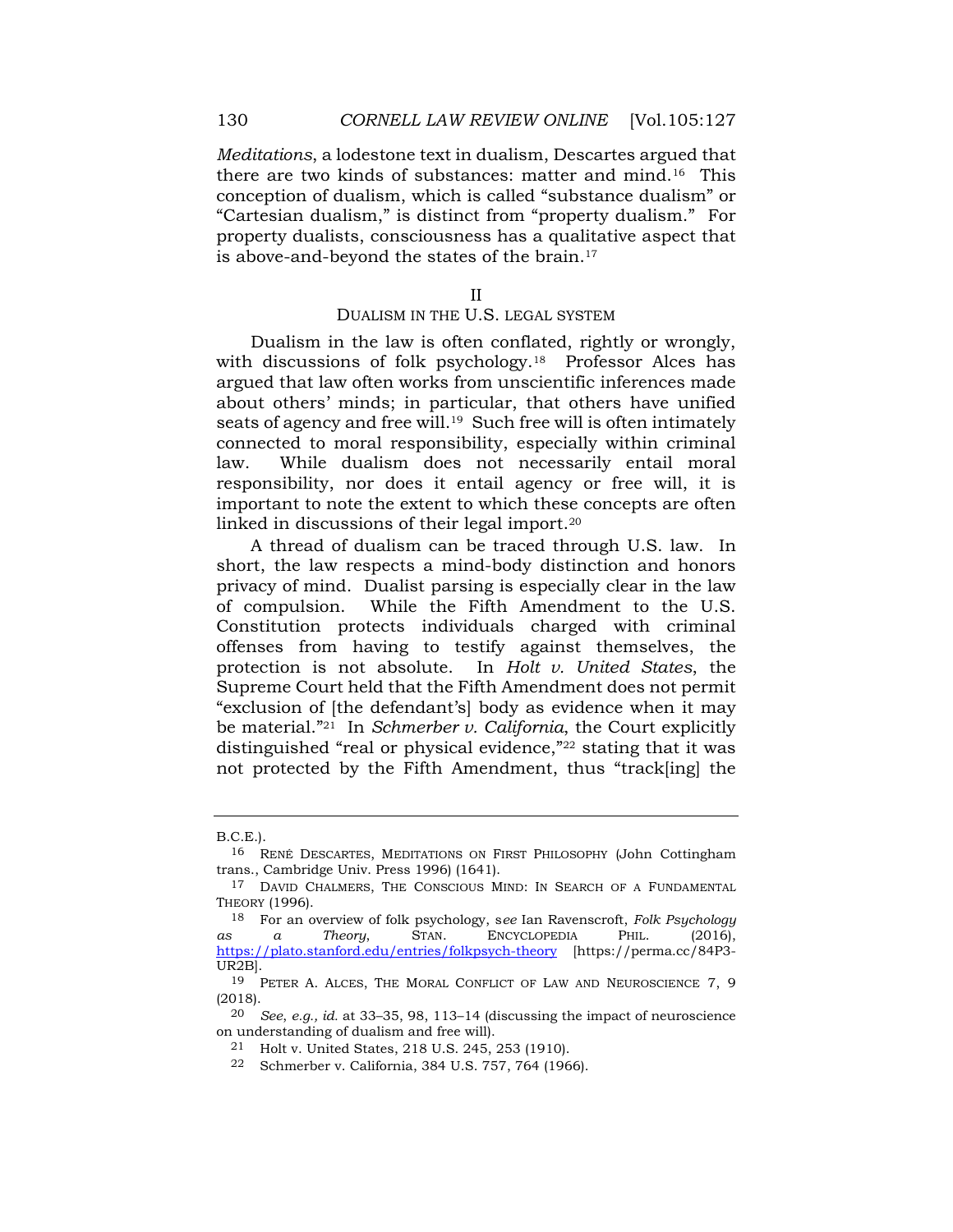*Meditations*, a lodestone text in dualism, Descartes argued that there are two kinds of substances: matter and mind.[16] This conception of dualism, which is called "substance dualism" or "Cartesian dualism," is distinct from "property dualism." For property dualists, consciousness has a qualitative aspect that is above-and-beyond the states of the brain.[17]

## II
## DUALISM IN THE U.S. LEGAL SYSTEM

Dualism in the law is often conflated, rightly or wrongly, with discussions of folk psychology.[18] Professor Alces has argued that law often works from unscientific inferences made about others' minds; in particular, that others have unified seats of agency and free will.[19] Such free will is often intimately connected to moral responsibility, especially within criminal law. While dualism does not necessarily entail moral responsibility, nor does it entail agency or free will, it is important to note the extent to which these concepts are often linked in discussions of their legal import.[20]

A thread of dualism can be traced through U.S. law. In short, the law respects a mind-body distinction and honors privacy of mind. Dualist parsing is especially clear in the law of compulsion. While the Fifth Amendment to the U.S. Constitution protects individuals charged with criminal offenses from having to testify against themselves, the protection is not absolute. In *Holt v. United States*, the Supreme Court held that the Fifth Amendment does not permit "exclusion of [the defendant's] body as evidence when it may be material."[21] In *Schmerber v. California*, the Court explicitly distinguished "real or physical evidence,"[22] stating that it was not protected by the Fifth Amendment, thus "track[ing] the

---

B.C.E.).

16 RENÉ DESCARTES, MEDITATIONS ON FIRST PHILOSOPHY (John Cottingham trans., Cambridge Univ. Press 1996) (1641).

17 DAVID CHALMERS, THE CONSCIOUS MIND: IN SEARCH OF A FUNDAMENTAL THEORY (1996).

18 For an overview of folk psychology, s*ee* Ian Ravenscroft, *Folk Psychology as a Theory*, STAN. ENCYCLOPEDIA PHIL. (2016), https://plato.stanford.edu/entries/folkpsych-theory [https://perma.cc/84P3-UR2B].

19 PETER A. ALCES, THE MORAL CONFLICT OF LAW AND NEUROSCIENCE 7, 9 (2018).

20 *See, e.g.*, *id.* at 33–35, 98, 113–14 (discussing the impact of neuroscience on understanding of dualism and free will).

21 Holt v. United States, 218 U.S. 245, 253 (1910).

22 Schmerber v. California, 384 U.S. 757, 764 (1966).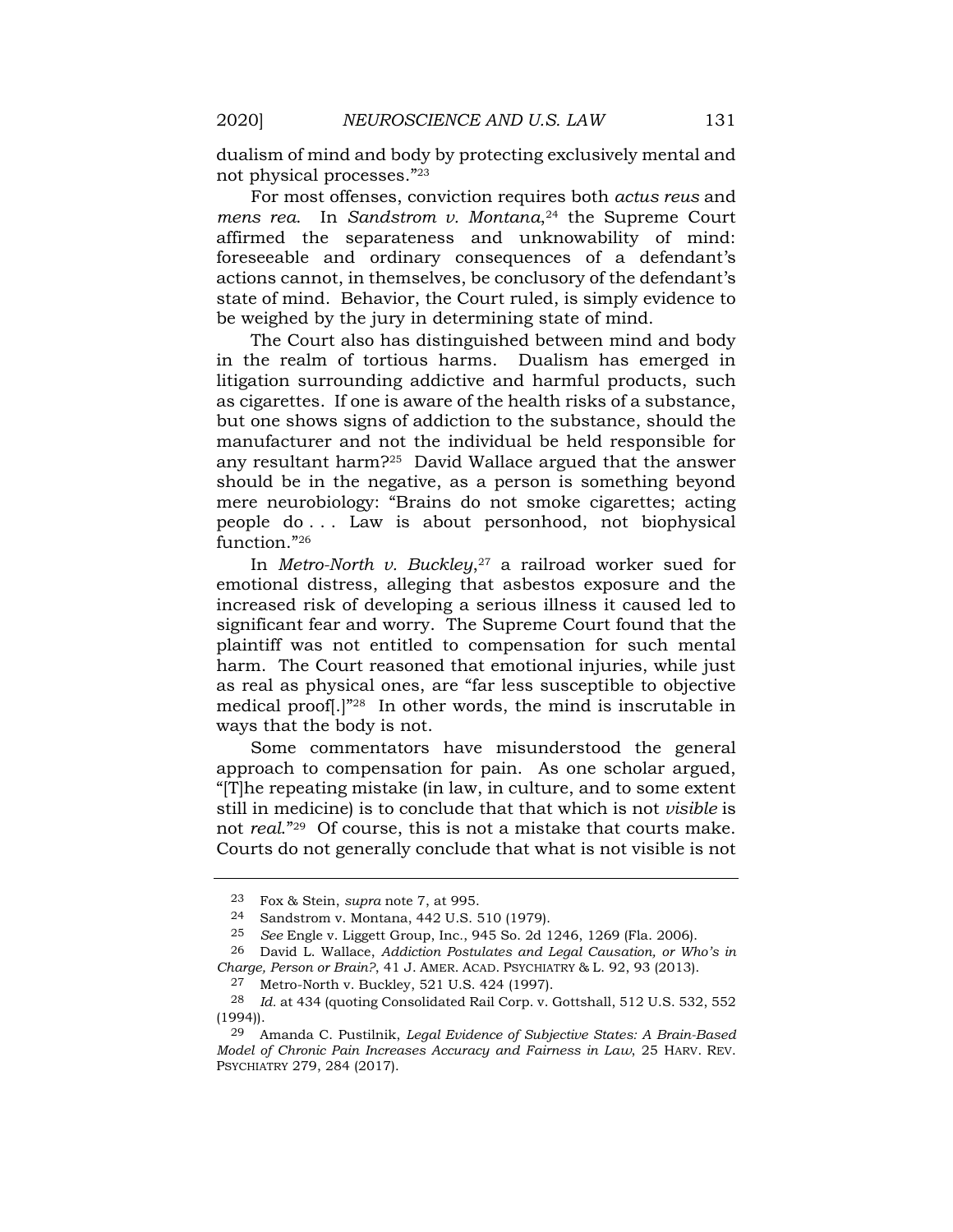dualism of mind and body by protecting exclusively mental and not physical processes."[23]

For most offenses, conviction requires both *actus reus* and *mens rea*. In *Sandstrom v. Montana*,[24] the Supreme Court affirmed the separateness and unknowability of mind: foreseeable and ordinary consequences of a defendant's actions cannot, in themselves, be conclusory of the defendant's state of mind. Behavior, the Court ruled, is simply evidence to be weighed by the jury in determining state of mind.

The Court also has distinguished between mind and body in the realm of tortious harms. Dualism has emerged in litigation surrounding addictive and harmful products, such as cigarettes. If one is aware of the health risks of a substance, but one shows signs of addiction to the substance, should the manufacturer and not the individual be held responsible for any resultant harm?[25] David Wallace argued that the answer should be in the negative, as a person is something beyond mere neurobiology: "Brains do not smoke cigarettes; acting people do . . . Law is about personhood, not biophysical function."[26]

In *Metro-North v. Buckley*,[27] a railroad worker sued for emotional distress, alleging that asbestos exposure and the increased risk of developing a serious illness it caused led to significant fear and worry. The Supreme Court found that the plaintiff was not entitled to compensation for such mental harm. The Court reasoned that emotional injuries, while just as real as physical ones, are "far less susceptible to objective medical proof[.]"[28] In other words, the mind is inscrutable in ways that the body is not.

Some commentators have misunderstood the general approach to compensation for pain. As one scholar argued, "[T]he repeating mistake (in law, in culture, and to some extent still in medicine) is to conclude that that which is not *visible* is not *real*."[29] Of course, this is not a mistake that courts make. Courts do not generally conclude that what is not visible is not

---

[23] Fox & Stein, *supra* note 7, at 995.

[24] Sandstrom v. Montana, 442 U.S. 510 (1979).

[25] *See* Engle v. Liggett Group, Inc., 945 So. 2d 1246, 1269 (Fla. 2006).

[26] David L. Wallace, *Addiction Postulates and Legal Causation, or Who's in Charge, Person or Brain?*, 41 J. AMER. ACAD. PSYCHIATRY & L. 92, 93 (2013).

[27] Metro-North v. Buckley, 521 U.S. 424 (1997).

[28] *Id.* at 434 (quoting Consolidated Rail Corp. v. Gottshall, 512 U.S. 532, 552 (1994)).

[29] Amanda C. Pustilnik, *Legal Evidence of Subjective States: A Brain-Based Model of Chronic Pain Increases Accuracy and Fairness in Law*, 25 HARV. REV. PSYCHIATRY 279, 284 (2017).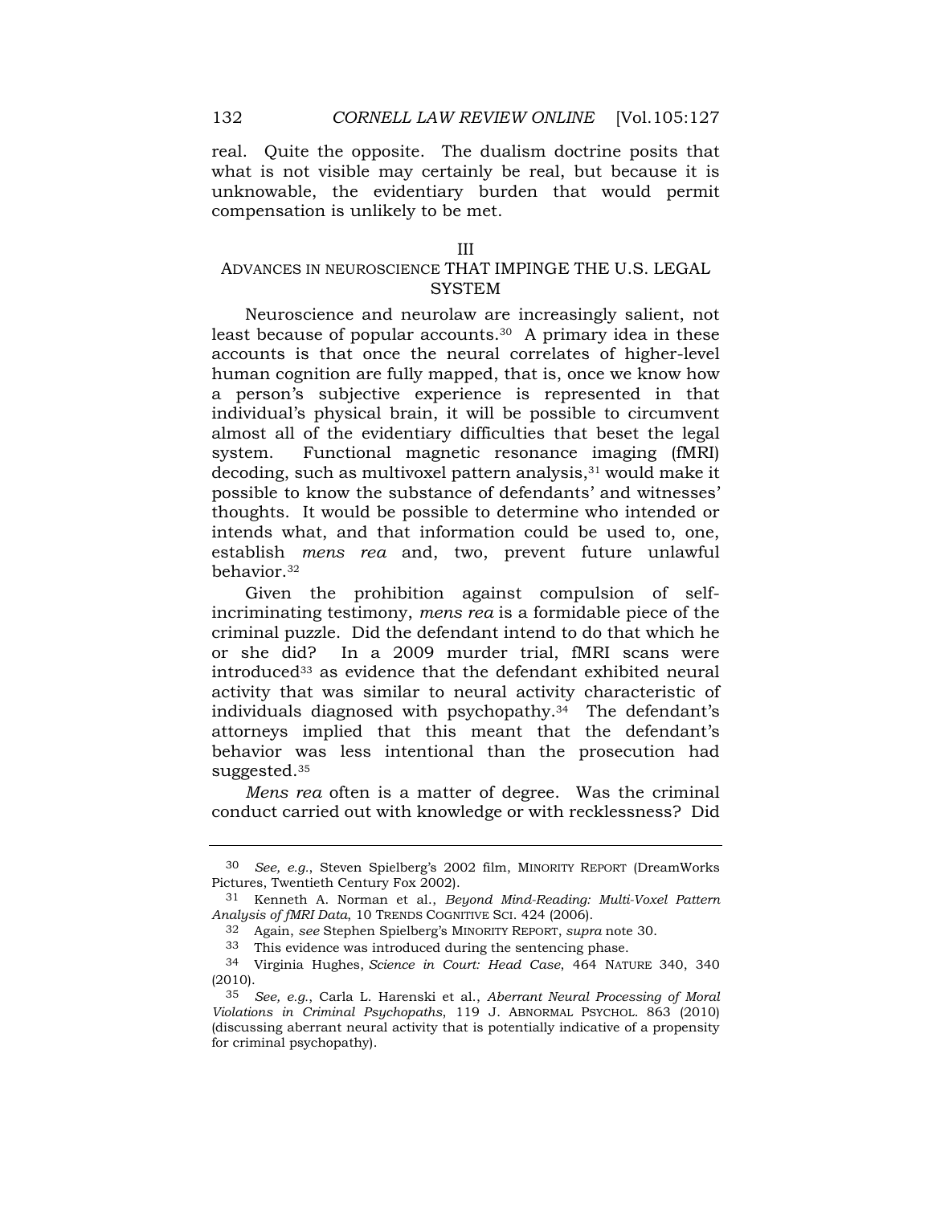real. Quite the opposite. The dualism doctrine posits that what is not visible may certainly be real, but because it is unknowable, the evidentiary burden that would permit compensation is unlikely to be met.

## III
## ADVANCES IN NEUROSCIENCE THAT IMPINGE THE U.S. LEGAL SYSTEM

Neuroscience and neurolaw are increasingly salient, not least because of popular accounts.[30] A primary idea in these accounts is that once the neural correlates of higher-level human cognition are fully mapped, that is, once we know how a person's subjective experience is represented in that individual's physical brain, it will be possible to circumvent almost all of the evidentiary difficulties that beset the legal system. Functional magnetic resonance imaging (fMRI) decoding, such as multivoxel pattern analysis,[31] would make it possible to know the substance of defendants' and witnesses' thoughts. It would be possible to determine who intended or intends what, and that information could be used to, one, establish *mens rea* and, two, prevent future unlawful behavior.[32]

Given the prohibition against compulsion of self-incriminating testimony, *mens rea* is a formidable piece of the criminal puzzle. Did the defendant intend to do that which he or she did? In a 2009 murder trial, fMRI scans were introduced[33] as evidence that the defendant exhibited neural activity that was similar to neural activity characteristic of individuals diagnosed with psychopathy.[34] The defendant's attorneys implied that this meant that the defendant's behavior was less intentional than the prosecution had suggested.[35]

*Mens rea* often is a matter of degree. Was the criminal conduct carried out with knowledge or with recklessness? Did

---

[30] *See, e.g.*, Steven Spielberg's 2002 film, MINORITY REPORT (DreamWorks Pictures, Twentieth Century Fox 2002).

[31] Kenneth A. Norman et al., *Beyond Mind-Reading: Multi-Voxel Pattern Analysis of fMRI Data,* 10 TRENDS COGNITIVE SCI. 424 (2006).

[32] Again, *see* Stephen Spielberg's MINORITY REPORT, *supra* note 30.

[33] This evidence was introduced during the sentencing phase.

[34] Virginia Hughes, *Science in Court: Head Case*, 464 NATURE 340, 340 (2010).

[35] *See, e.g.*, Carla L. Harenski et al., *Aberrant Neural Processing of Moral Violations in Criminal Psychopaths*, 119 J. ABNORMAL PSYCHOL. 863 (2010) (discussing aberrant neural activity that is potentially indicative of a propensity for criminal psychopathy).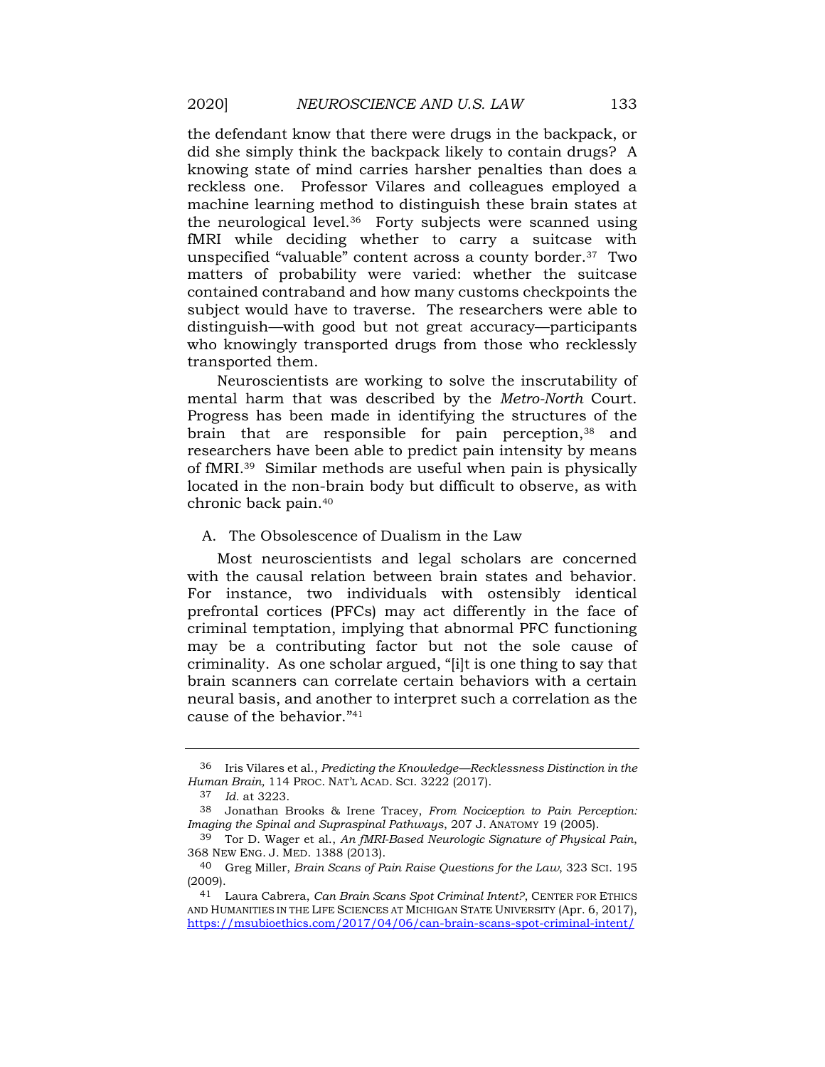the defendant know that there were drugs in the backpack, or did she simply think the backpack likely to contain drugs? A knowing state of mind carries harsher penalties than does a reckless one. Professor Vilares and colleagues employed a machine learning method to distinguish these brain states at the neurological level.[36] Forty subjects were scanned using fMRI while deciding whether to carry a suitcase with unspecified "valuable" content across a county border.[37] Two matters of probability were varied: whether the suitcase contained contraband and how many customs checkpoints the subject would have to traverse. The researchers were able to distinguish—with good but not great accuracy—participants who knowingly transported drugs from those who recklessly transported them.

Neuroscientists are working to solve the inscrutability of mental harm that was described by the *Metro-North* Court. Progress has been made in identifying the structures of the brain that are responsible for pain perception,[38] and researchers have been able to predict pain intensity by means of fMRI.[39] Similar methods are useful when pain is physically located in the non-brain body but difficult to observe, as with chronic back pain.[40]

### A. The Obsolescence of Dualism in the Law

Most neuroscientists and legal scholars are concerned with the causal relation between brain states and behavior. For instance, two individuals with ostensibly identical prefrontal cortices (PFCs) may act differently in the face of criminal temptation, implying that abnormal PFC functioning may be a contributing factor but not the sole cause of criminality. As one scholar argued, "[i]t is one thing to say that brain scanners can correlate certain behaviors with a certain neural basis, and another to interpret such a correlation as the cause of the behavior."[41]

---

[36] Iris Vilares et al., *Predicting the Knowledge—Recklessness Distinction in the Human Brain,* 114 PROC. NAT'L ACAD. SCI. 3222 (2017).

[37] *Id.* at 3223.

[38] Jonathan Brooks & Irene Tracey, *From Nociception to Pain Perception: Imaging the Spinal and Supraspinal Pathways*, 207 J. ANATOMY 19 (2005).

[39] Tor D. Wager et al., *An fMRI-Based Neurologic Signature of Physical Pain*, 368 NEW ENG. J. MED. 1388 (2013).

[40] Greg Miller, *Brain Scans of Pain Raise Questions for the Law*, 323 SCI. 195 (2009).

[41] Laura Cabrera, *Can Brain Scans Spot Criminal Intent?*, CENTER FOR ETHICS AND HUMANITIES IN THE LIFE SCIENCES AT MICHIGAN STATE UNIVERSITY (Apr. 6, 2017), https://msubioethics.com/2017/04/06/can-brain-scans-spot-criminal-intent/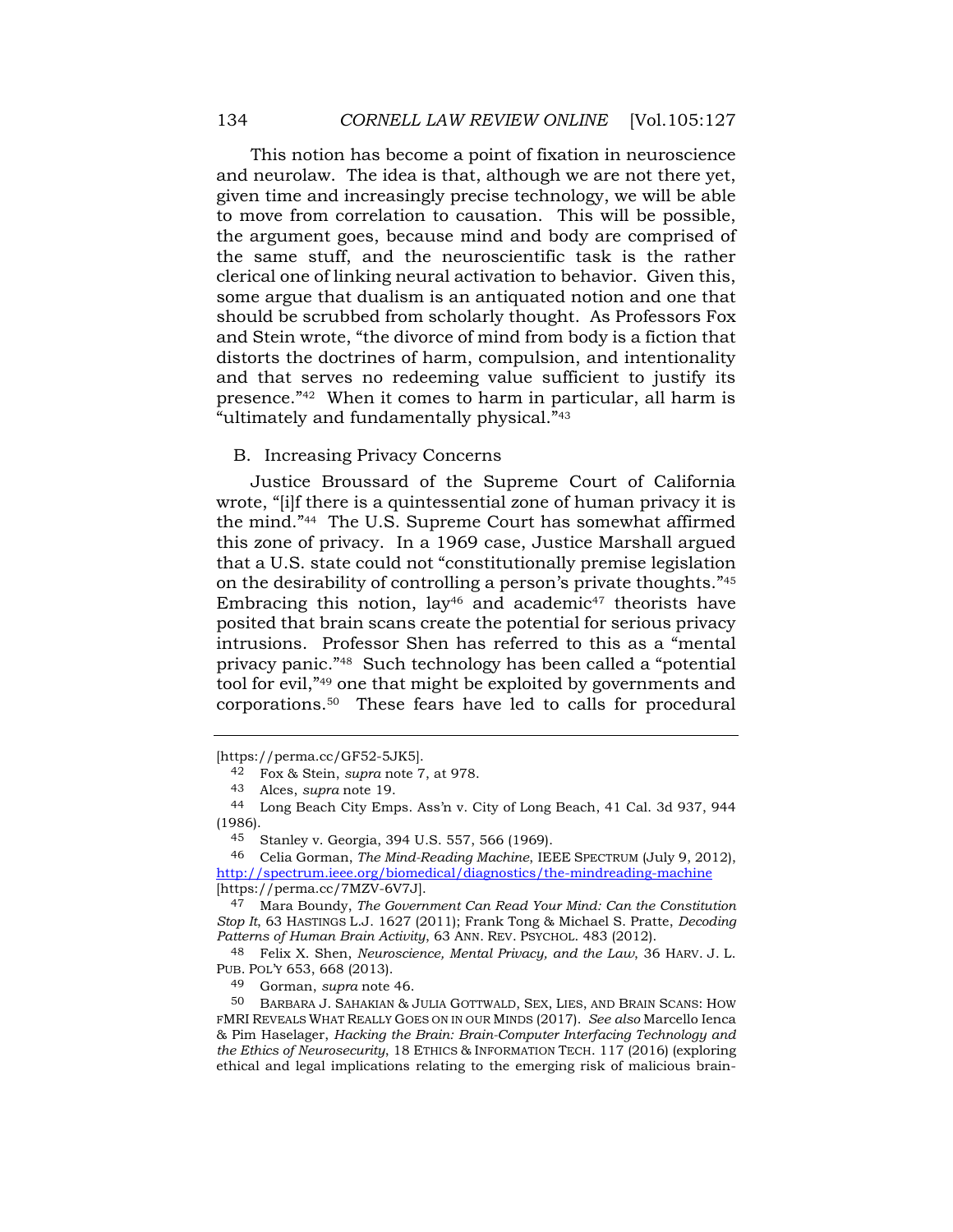This notion has become a point of fixation in neuroscience and neurolaw. The idea is that, although we are not there yet, given time and increasingly precise technology, we will be able to move from correlation to causation. This will be possible, the argument goes, because mind and body are comprised of the same stuff, and the neuroscientific task is the rather clerical one of linking neural activation to behavior. Given this, some argue that dualism is an antiquated notion and one that should be scrubbed from scholarly thought. As Professors Fox and Stein wrote, "the divorce of mind from body is a fiction that distorts the doctrines of harm, compulsion, and intentionality and that serves no redeeming value sufficient to justify its presence."[42] When it comes to harm in particular, all harm is "ultimately and fundamentally physical."[43]

## B. Increasing Privacy Concerns

Justice Broussard of the Supreme Court of California wrote, "[i]f there is a quintessential zone of human privacy it is the mind."[44] The U.S. Supreme Court has somewhat affirmed this zone of privacy. In a 1969 case, Justice Marshall argued that a U.S. state could not "constitutionally premise legislation on the desirability of controlling a person's private thoughts."[45] Embracing this notion, lay[46] and academic[47] theorists have posited that brain scans create the potential for serious privacy intrusions. Professor Shen has referred to this as a "mental privacy panic."[48] Such technology has been called a "potential tool for evil,"[49] one that might be exploited by governments and corporations.[50] These fears have led to calls for procedural

---

[https://perma.cc/GF52-5JK5].

42 Fox & Stein, *supra* note 7, at 978.

43 Alces, *supra* note 19.

44 Long Beach City Emps. Ass'n v. City of Long Beach, 41 Cal. 3d 937, 944 (1986).

45 Stanley v. Georgia, 394 U.S. 557, 566 (1969).

46 Celia Gorman, *The Mind-Reading Machine*, IEEE SPECTRUM (July 9, 2012), http://spectrum.ieee.org/biomedical/diagnostics/the-mindreading-machine [https://perma.cc/7MZV-6V7J].

47 Mara Boundy, *The Government Can Read Your Mind: Can the Constitution Stop It*, 63 HASTINGS L.J. 1627 (2011); Frank Tong & Michael S. Pratte, *Decoding Patterns of Human Brain Activity*, 63 ANN. REV. PSYCHOL. 483 (2012).

48 Felix X. Shen, *Neuroscience, Mental Privacy, and the Law*, 36 HARV. J. L. PUB. POL'Y 653, 668 (2013).

49 Gorman, *supra* note 46.

50 BARBARA J. SAHAKIAN & JULIA GOTTWALD, SEX, LIES, AND BRAIN SCANS: HOW FMRI REVEALS WHAT REALLY GOES ON IN OUR MINDS (2017). *See also* Marcello Ienca & Pim Haselager, *Hacking the Brain: Brain-Computer Interfacing Technology and the Ethics of Neurosecurity*, 18 ETHICS & INFORMATION TECH. 117 (2016) (exploring ethical and legal implications relating to the emerging risk of malicious brain-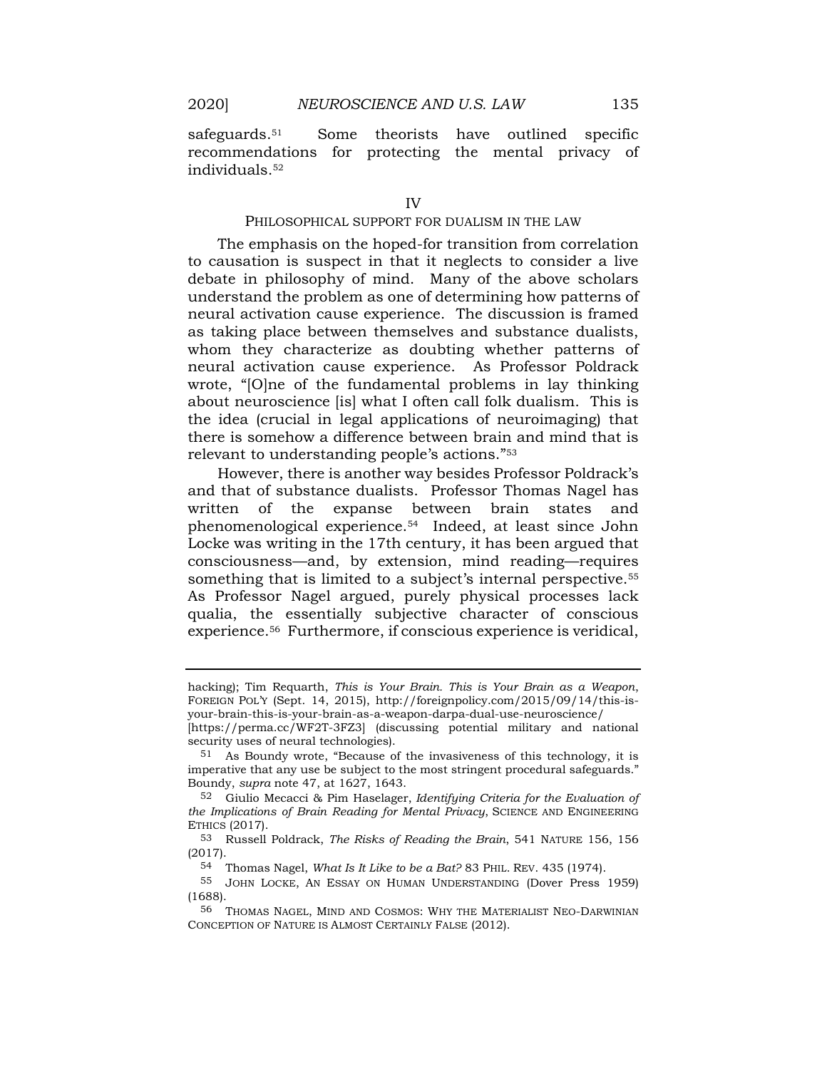safeguards.[51] Some theorists have outlined specific recommendations for protecting the mental privacy of individuals.[52]

## IV
## PHILOSOPHICAL SUPPORT FOR DUALISM IN THE LAW

The emphasis on the hoped-for transition from correlation to causation is suspect in that it neglects to consider a live debate in philosophy of mind. Many of the above scholars understand the problem as one of determining how patterns of neural activation cause experience. The discussion is framed as taking place between themselves and substance dualists, whom they characterize as doubting whether patterns of neural activation cause experience. As Professor Poldrack wrote, "[O]ne of the fundamental problems in lay thinking about neuroscience [is] what I often call folk dualism. This is the idea (crucial in legal applications of neuroimaging) that there is somehow a difference between brain and mind that is relevant to understanding people's actions."[53]

However, there is another way besides Professor Poldrack's and that of substance dualists. Professor Thomas Nagel has written of the expanse between brain states and phenomenological experience.[54] Indeed, at least since John Locke was writing in the 17th century, it has been argued that consciousness—and, by extension, mind reading—requires something that is limited to a subject's internal perspective.[55] As Professor Nagel argued, purely physical processes lack qualia, the essentially subjective character of conscious experience.[56] Furthermore, if conscious experience is veridical,

---

hacking); Tim Requarth, *This is Your Brain. This is Your Brain as a Weapon*, FOREIGN POL'Y (Sept. 14, 2015), http://foreignpolicy.com/2015/09/14/this-is-your-brain-this-is-your-brain-as-a-weapon-darpa-dual-use-neuroscience/ [https://perma.cc/WF2T-3FZ3] (discussing potential military and national security uses of neural technologies).

51 As Boundy wrote, "Because of the invasiveness of this technology, it is imperative that any use be subject to the most stringent procedural safeguards." Boundy, *supra* note 47, at 1627, 1643.

52 Giulio Mecacci & Pim Haselager, *Identifying Criteria for the Evaluation of the Implications of Brain Reading for Mental Privacy*, SCIENCE AND ENGINEERING ETHICS (2017).

53 Russell Poldrack, *The Risks of Reading the Brain*, 541 NATURE 156, 156 (2017).

54 Thomas Nagel, *What Is It Like to be a Bat?* 83 PHIL. REV. 435 (1974).

55 JOHN LOCKE, AN ESSAY ON HUMAN UNDERSTANDING (Dover Press 1959) (1688).

56 THOMAS NAGEL, MIND AND COSMOS: WHY THE MATERIALIST NEO-DARWINIAN CONCEPTION OF NATURE IS ALMOST CERTAINLY FALSE (2012).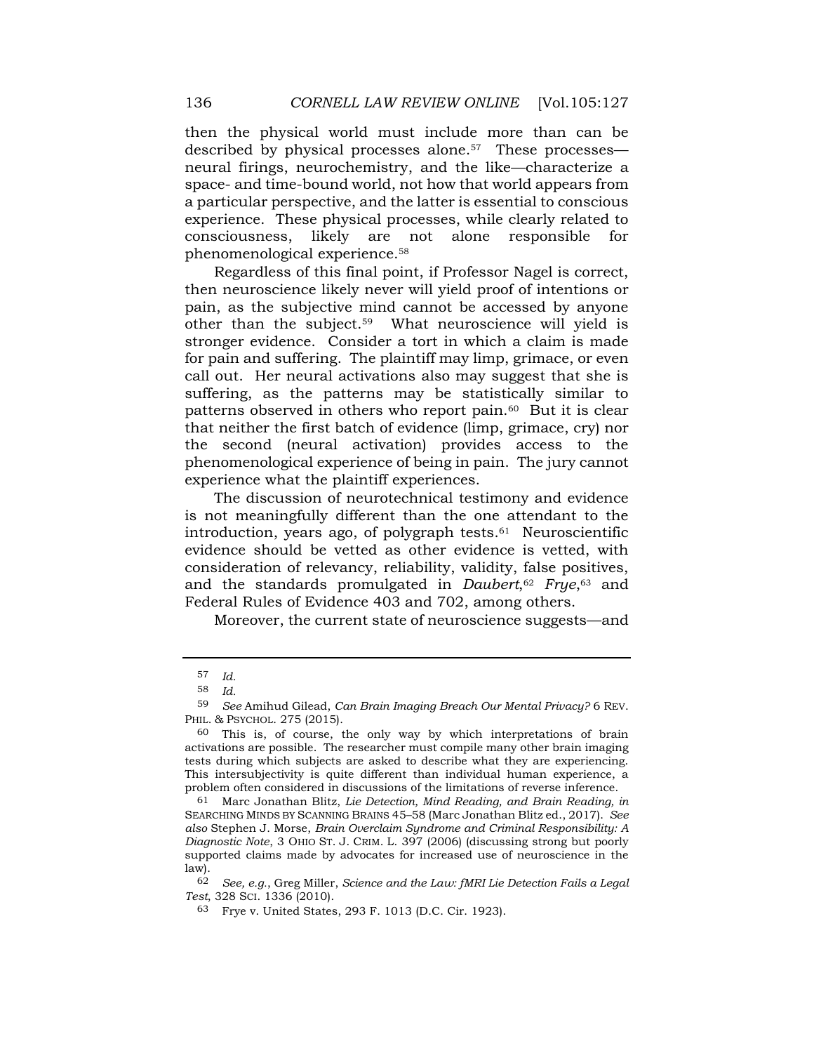then the physical world must include more than can be described by physical processes alone.[57] These processes—neural firings, neurochemistry, and the like—characterize a space- and time-bound world, not how that world appears from a particular perspective, and the latter is essential to conscious experience. These physical processes, while clearly related to consciousness, likely are not alone responsible for phenomenological experience.[58]

Regardless of this final point, if Professor Nagel is correct, then neuroscience likely never will yield proof of intentions or pain, as the subjective mind cannot be accessed by anyone other than the subject.[59] What neuroscience will yield is stronger evidence. Consider a tort in which a claim is made for pain and suffering. The plaintiff may limp, grimace, or even call out. Her neural activations also may suggest that she is suffering, as the patterns may be statistically similar to patterns observed in others who report pain.[60] But it is clear that neither the first batch of evidence (limp, grimace, cry) nor the second (neural activation) provides access to the phenomenological experience of being in pain. The jury cannot experience what the plaintiff experiences.

The discussion of neurotechnical testimony and evidence is not meaningfully different than the one attendant to the introduction, years ago, of polygraph tests.[61] Neuroscientific evidence should be vetted as other evidence is vetted, with consideration of relevancy, reliability, validity, false positives, and the standards promulgated in *Daubert*,[62] *Frye*,[63] and Federal Rules of Evidence 403 and 702, among others.

Moreover, the current state of neuroscience suggests—and

---

57 *Id.*

58 *Id.*

59 *See* Amihud Gilead, *Can Brain Imaging Breach Our Mental Privacy?* 6 REV. PHIL. & PSYCHOL. 275 (2015).

60 This is, of course, the only way by which interpretations of brain activations are possible. The researcher must compile many other brain imaging tests during which subjects are asked to describe what they are experiencing. This intersubjectivity is quite different than individual human experience, a problem often considered in discussions of the limitations of reverse inference.

61 Marc Jonathan Blitz, *Lie Detection, Mind Reading, and Brain Reading*, *in* SEARCHING MINDS BY SCANNING BRAINS 45–58 (Marc Jonathan Blitz ed., 2017). *See also* Stephen J. Morse, *Brain Overclaim Syndrome and Criminal Responsibility: A Diagnostic Note*, 3 OHIO ST. J. CRIM. L. 397 (2006) (discussing strong but poorly supported claims made by advocates for increased use of neuroscience in the law).

62 *See, e.g.*, Greg Miller, *Science and the Law: fMRI Lie Detection Fails a Legal Test*, 328 SCI. 1336 (2010).

63 Frye v. United States, 293 F. 1013 (D.C. Cir. 1923).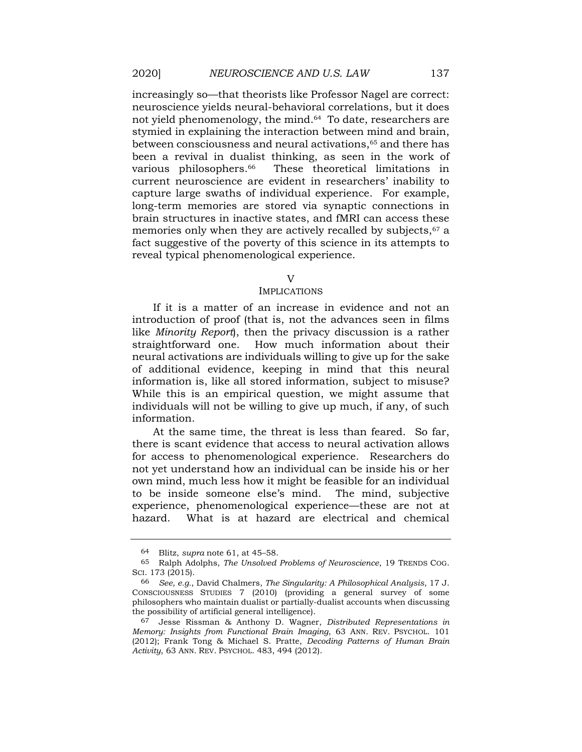increasingly so—that theorists like Professor Nagel are correct: neuroscience yields neural-behavioral correlations, but it does not yield phenomenology, the mind.[64] To date, researchers are stymied in explaining the interaction between mind and brain, between consciousness and neural activations,[65] and there has been a revival in dualist thinking, as seen in the work of various philosophers.[66] These theoretical limitations in current neuroscience are evident in researchers' inability to capture large swaths of individual experience. For example, long-term memories are stored via synaptic connections in brain structures in inactive states, and fMRI can access these memories only when they are actively recalled by subjects,[67] a fact suggestive of the poverty of this science in its attempts to reveal typical phenomenological experience.

## V
## IMPLICATIONS

If it is a matter of an increase in evidence and not an introduction of proof (that is, not the advances seen in films like *Minority Report*), then the privacy discussion is a rather straightforward one. How much information about their neural activations are individuals willing to give up for the sake of additional evidence, keeping in mind that this neural information is, like all stored information, subject to misuse? While this is an empirical question, we might assume that individuals will not be willing to give up much, if any, of such information.

At the same time, the threat is less than feared. So far, there is scant evidence that access to neural activation allows for access to phenomenological experience. Researchers do not yet understand how an individual can be inside his or her own mind, much less how it might be feasible for an individual to be inside someone else's mind. The mind, subjective experience, phenomenological experience—these are not at hazard. What is at hazard are electrical and chemical

---

64 Blitz, *supra* note 61, at 45–58.

65 Ralph Adolphs, *The Unsolved Problems of Neuroscience*, 19 TRENDS COG. SCI. 173 (2015).

66 *See, e.g.*, David Chalmers, *The Singularity: A Philosophical Analysis*, 17 J. CONSCIOUSNESS STUDIES 7 (2010) (providing a general survey of some philosophers who maintain dualist or partially-dualist accounts when discussing the possibility of artificial general intelligence).

67 Jesse Rissman & Anthony D. Wagner, *Distributed Representations in Memory: Insights from Functional Brain Imaging*, 63 ANN. REV. PSYCHOL. 101 (2012); Frank Tong & Michael S. Pratte, *Decoding Patterns of Human Brain Activity*, 63 ANN. REV. PSYCHOL. 483, 494 (2012).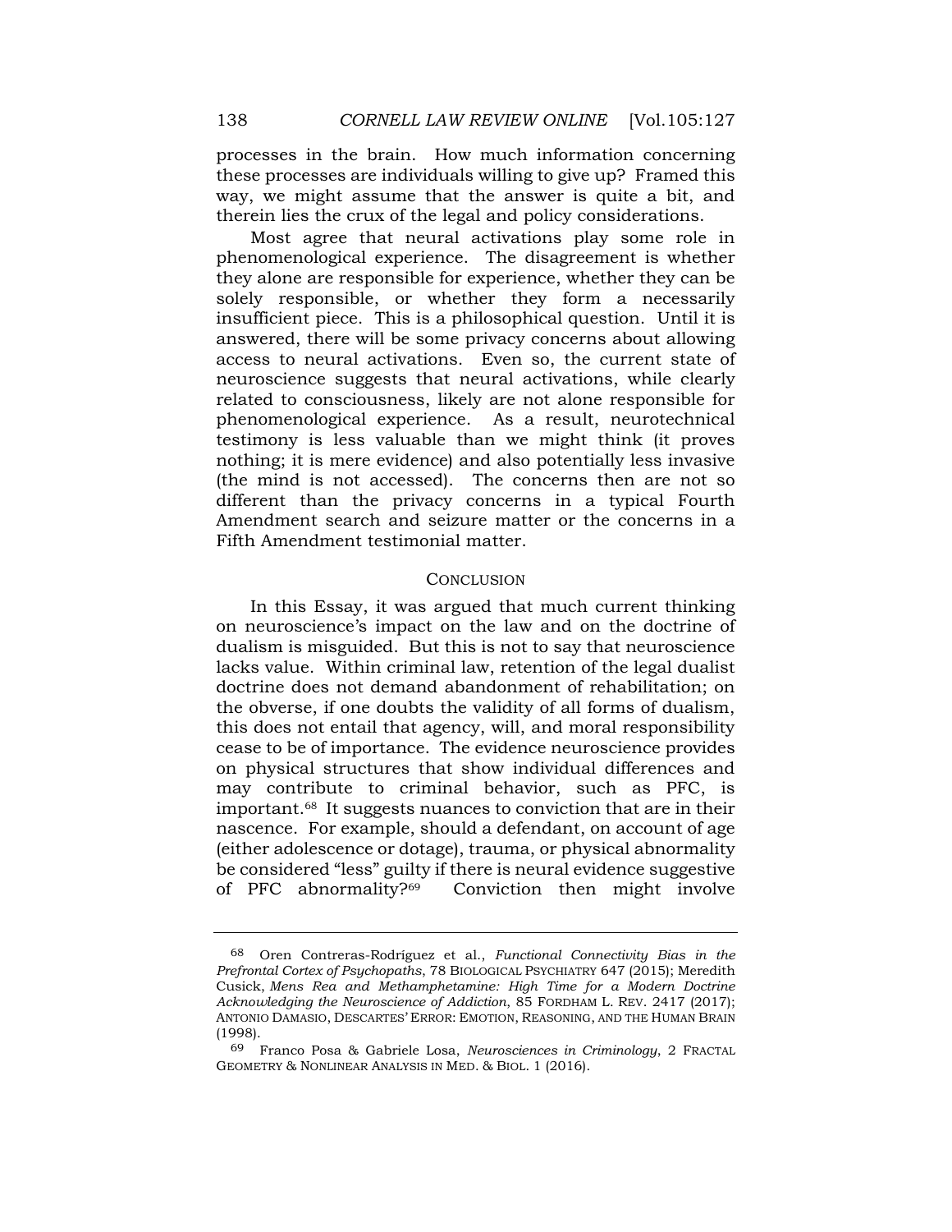processes in the brain. How much information concerning these processes are individuals willing to give up? Framed this way, we might assume that the answer is quite a bit, and therein lies the crux of the legal and policy considerations.

Most agree that neural activations play some role in phenomenological experience. The disagreement is whether they alone are responsible for experience, whether they can be solely responsible, or whether they form a necessarily insufficient piece. This is a philosophical question. Until it is answered, there will be some privacy concerns about allowing access to neural activations. Even so, the current state of neuroscience suggests that neural activations, while clearly related to consciousness, likely are not alone responsible for phenomenological experience. As a result, neurotechnical testimony is less valuable than we might think (it proves nothing; it is mere evidence) and also potentially less invasive (the mind is not accessed). The concerns then are not so different than the privacy concerns in a typical Fourth Amendment search and seizure matter or the concerns in a Fifth Amendment testimonial matter.

## CONCLUSION

In this Essay, it was argued that much current thinking on neuroscience's impact on the law and on the doctrine of dualism is misguided. But this is not to say that neuroscience lacks value. Within criminal law, retention of the legal dualist doctrine does not demand abandonment of rehabilitation; on the obverse, if one doubts the validity of all forms of dualism, this does not entail that agency, will, and moral responsibility cease to be of importance. The evidence neuroscience provides on physical structures that show individual differences and may contribute to criminal behavior, such as PFC, is important.[68] It suggests nuances to conviction that are in their nascence. For example, should a defendant, on account of age (either adolescence or dotage), trauma, or physical abnormality be considered "less" guilty if there is neural evidence suggestive of PFC abnormality?[69] Conviction then might involve

---

68 Oren Contreras-Rodríguez et al., *Functional Connectivity Bias in the Prefrontal Cortex of Psychopaths*, 78 BIOLOGICAL PSYCHIATRY 647 (2015); Meredith Cusick, *Mens Rea and Methamphetamine: High Time for a Modern Doctrine Acknowledging the Neuroscience of Addiction*, 85 FORDHAM L. REV. 2417 (2017); ANTONIO DAMASIO, DESCARTES' ERROR: EMOTION, REASONING, AND THE HUMAN BRAIN (1998).

69 Franco Posa & Gabriele Losa, *Neurosciences in Criminology*, 2 FRACTAL GEOMETRY & NONLINEAR ANALYSIS IN MED. & BIOL. 1 (2016).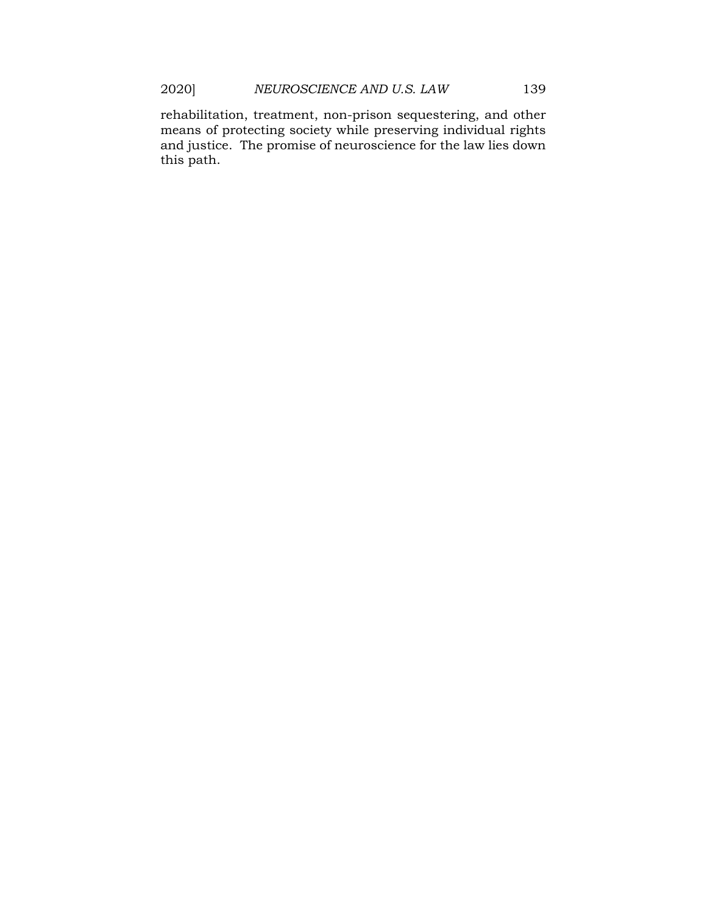rehabilitation, treatment, non-prison sequestering, and other means of protecting society while preserving individual rights and justice. The promise of neuroscience for the law lies down this path.